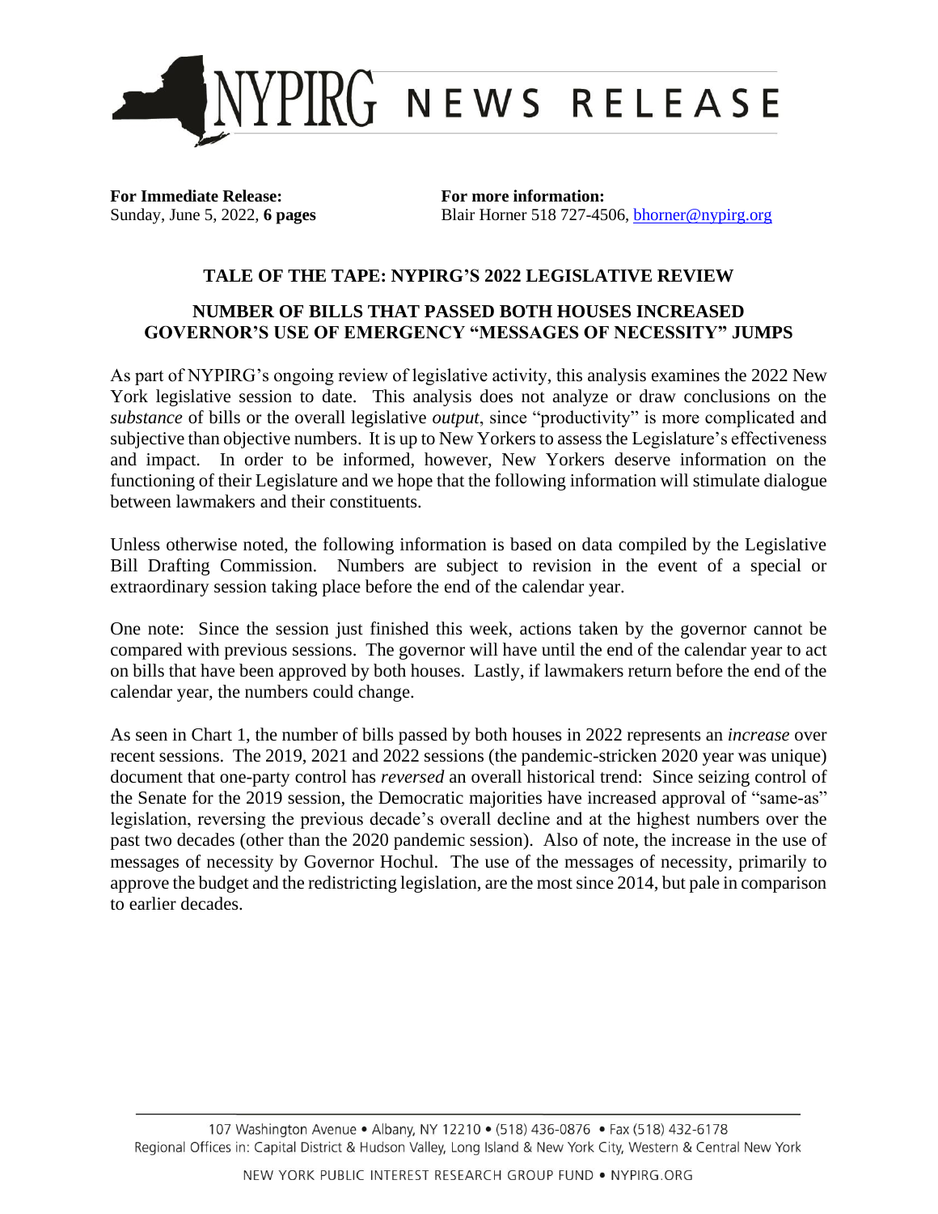# NYPIRG NEWS RELEASE

**For Immediate Release:**
Sunday, June 5, 2022, **6 pages**

**For more information:**
Blair Horner 518 727-4506, bhorner@nypirg.org

## TALE OF THE TAPE: NYPIRG'S 2022 LEGISLATIVE REVIEW

### NUMBER OF BILLS THAT PASSED BOTH HOUSES INCREASED
### GOVERNOR'S USE OF EMERGENCY "MESSAGES OF NECESSITY" JUMPS

As part of NYPIRG's ongoing review of legislative activity, this analysis examines the 2022 New York legislative session to date. This analysis does not analyze or draw conclusions on the *substance* of bills or the overall legislative *output*, since "productivity" is more complicated and subjective than objective numbers. It is up to New Yorkers to assess the Legislature's effectiveness and impact. In order to be informed, however, New Yorkers deserve information on the functioning of their Legislature and we hope that the following information will stimulate dialogue between lawmakers and their constituents.

Unless otherwise noted, the following information is based on data compiled by the Legislative Bill Drafting Commission. Numbers are subject to revision in the event of a special or extraordinary session taking place before the end of the calendar year.

One note: Since the session just finished this week, actions taken by the governor cannot be compared with previous sessions. The governor will have until the end of the calendar year to act on bills that have been approved by both houses. Lastly, if lawmakers return before the end of the calendar year, the numbers could change.

As seen in Chart 1, the number of bills passed by both houses in 2022 represents an *increase* over recent sessions. The 2019, 2021 and 2022 sessions (the pandemic-stricken 2020 year was unique) document that one-party control has *reversed* an overall historical trend: Since seizing control of the Senate for the 2019 session, the Democratic majorities have increased approval of "same-as" legislation, reversing the previous decade's overall decline and at the highest numbers over the past two decades (other than the 2020 pandemic session). Also of note, the increase in the use of messages of necessity by Governor Hochul. The use of the messages of necessity, primarily to approve the budget and the redistricting legislation, are the most since 2014, but pale in comparison to earlier decades.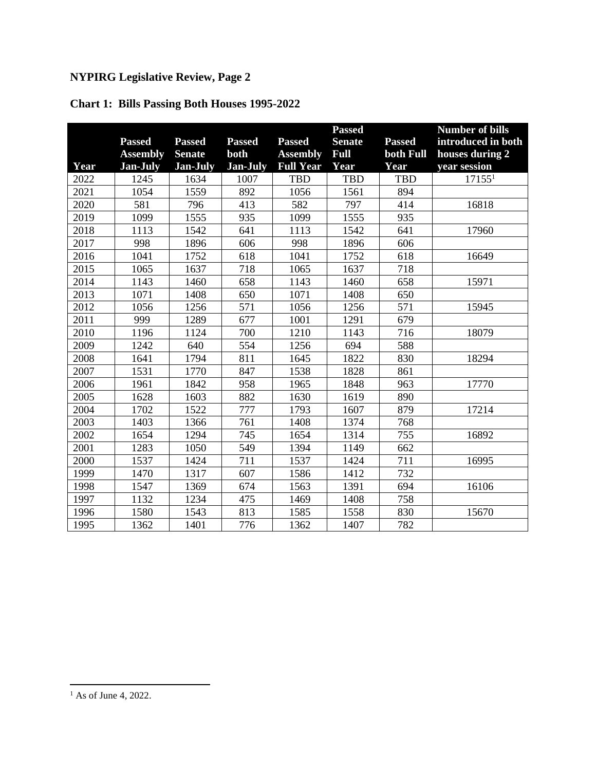**NYPIRG Legislative Review, Page 2**

## Chart 1: Bills Passing Both Houses 1995-2022

| Year | Passed Assembly Jan-July | Passed Senate Jan-July | Passed both Jan-July | Passed Assembly Full Year | Passed Senate Full Year | Passed both Full Year | Number of bills introduced in both houses during 2 year session |
|---|---|---|---|---|---|---|---|
| 2022 | 1245 | 1634 | 1007 | TBD | TBD | TBD | 17155[1] |
| 2021 | 1054 | 1559 | 892 | 1056 | 1561 | 894 | |
| 2020 | 581 | 796 | 413 | 582 | 797 | 414 | 16818 |
| 2019 | 1099 | 1555 | 935 | 1099 | 1555 | 935 | |
| 2018 | 1113 | 1542 | 641 | 1113 | 1542 | 641 | 17960 |
| 2017 | 998 | 1896 | 606 | 998 | 1896 | 606 | |
| 2016 | 1041 | 1752 | 618 | 1041 | 1752 | 618 | 16649 |
| 2015 | 1065 | 1637 | 718 | 1065 | 1637 | 718 | |
| 2014 | 1143 | 1460 | 658 | 1143 | 1460 | 658 | 15971 |
| 2013 | 1071 | 1408 | 650 | 1071 | 1408 | 650 | |
| 2012 | 1056 | 1256 | 571 | 1056 | 1256 | 571 | 15945 |
| 2011 | 999 | 1289 | 677 | 1001 | 1291 | 679 | |
| 2010 | 1196 | 1124 | 700 | 1210 | 1143 | 716 | 18079 |
| 2009 | 1242 | 640 | 554 | 1256 | 694 | 588 | |
| 2008 | 1641 | 1794 | 811 | 1645 | 1822 | 830 | 18294 |
| 2007 | 1531 | 1770 | 847 | 1538 | 1828 | 861 | |
| 2006 | 1961 | 1842 | 958 | 1965 | 1848 | 963 | 17770 |
| 2005 | 1628 | 1603 | 882 | 1630 | 1619 | 890 | |
| 2004 | 1702 | 1522 | 777 | 1793 | 1607 | 879 | 17214 |
| 2003 | 1403 | 1366 | 761 | 1408 | 1374 | 768 | |
| 2002 | 1654 | 1294 | 745 | 1654 | 1314 | 755 | 16892 |
| 2001 | 1283 | 1050 | 549 | 1394 | 1149 | 662 | |
| 2000 | 1537 | 1424 | 711 | 1537 | 1424 | 711 | 16995 |
| 1999 | 1470 | 1317 | 607 | 1586 | 1412 | 732 | |
| 1998 | 1547 | 1369 | 674 | 1563 | 1391 | 694 | 16106 |
| 1997 | 1132 | 1234 | 475 | 1469 | 1408 | 758 | |
| 1996 | 1580 | 1543 | 813 | 1585 | 1558 | 830 | 15670 |
| 1995 | 1362 | 1401 | 776 | 1362 | 1407 | 782 | |

[1] As of June 4, 2022.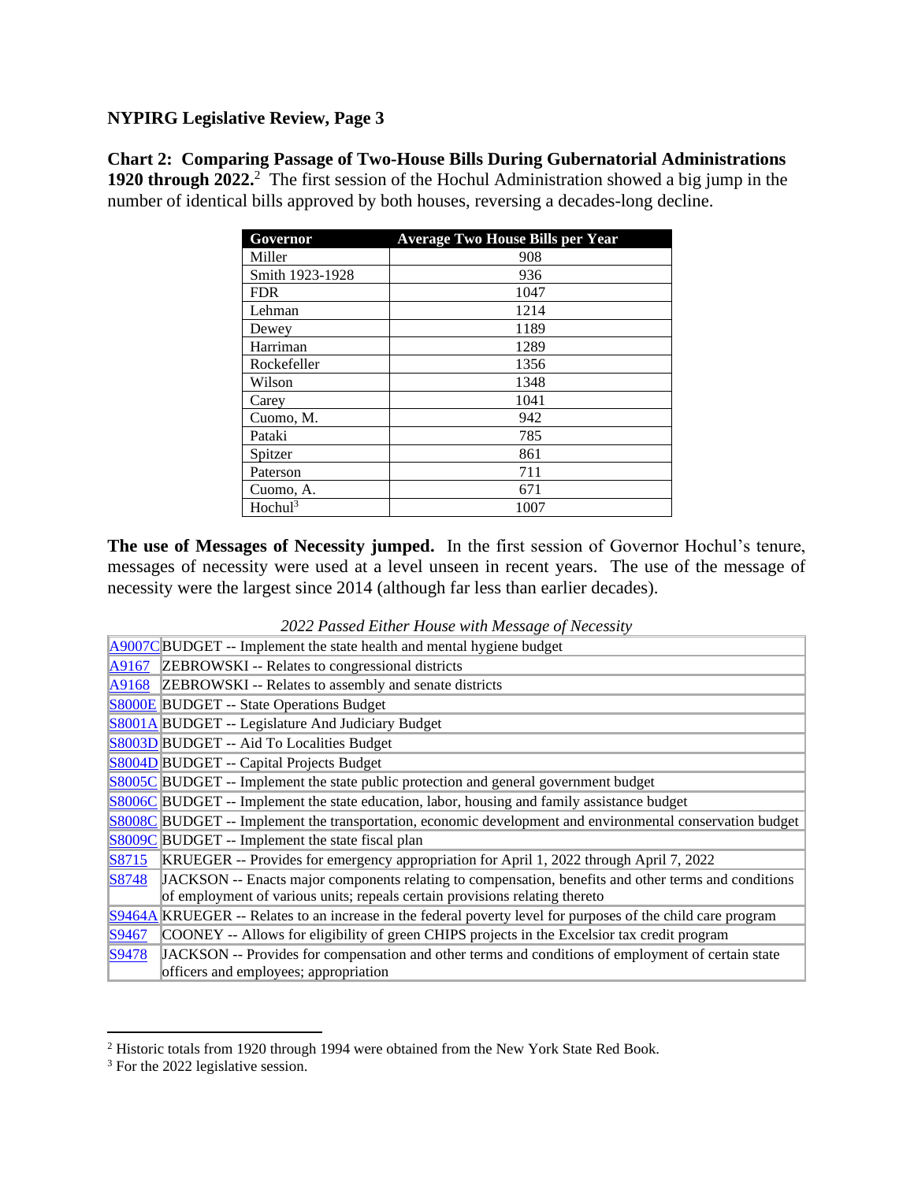**NYPIRG Legislative Review, Page 3**

**Chart 2: Comparing Passage of Two-House Bills During Gubernatorial Administrations 1920 through 2022.**[2] The first session of the Hochul Administration showed a big jump in the number of identical bills approved by both houses, reversing a decades-long decline.

| Governor | Average Two House Bills per Year |
|---|---|
| Miller | 908 |
| Smith 1923-1928 | 936 |
| FDR | 1047 |
| Lehman | 1214 |
| Dewey | 1189 |
| Harriman | 1289 |
| Rockefeller | 1356 |
| Wilson | 1348 |
| Carey | 1041 |
| Cuomo, M. | 942 |
| Pataki | 785 |
| Spitzer | 861 |
| Paterson | 711 |
| Cuomo, A. | 671 |
| Hochul[3] | 1007 |

**The use of Messages of Necessity jumped.** In the first session of Governor Hochul's tenure, messages of necessity were used at a level unseen in recent years. The use of the message of necessity were the largest since 2014 (although far less than earlier decades).

*2022 Passed Either House with Message of Necessity*

| Bill | Description |
|---|---|
| A9007C | BUDGET -- Implement the state health and mental hygiene budget |
| A9167 | ZEBROWSKI -- Relates to congressional districts |
| A9168 | ZEBROWSKI -- Relates to assembly and senate districts |
| S8000E | BUDGET -- State Operations Budget |
| S8001A | BUDGET -- Legislature And Judiciary Budget |
| S8003D | BUDGET -- Aid To Localities Budget |
| S8004D | BUDGET -- Capital Projects Budget |
| S8005C | BUDGET -- Implement the state public protection and general government budget |
| S8006C | BUDGET -- Implement the state education, labor, housing and family assistance budget |
| S8008C | BUDGET -- Implement the transportation, economic development and environmental conservation budget |
| S8009C | BUDGET -- Implement the state fiscal plan |
| S8715 | KRUEGER -- Provides for emergency appropriation for April 1, 2022 through April 7, 2022 |
| S8748 | JACKSON -- Enacts major components relating to compensation, benefits and other terms and conditions of employment of various units; repeals certain provisions relating thereto |
| S9464A | KRUEGER -- Relates to an increase in the federal poverty level for purposes of the child care program |
| S9467 | COONEY -- Allows for eligibility of green CHIPS projects in the Excelsior tax credit program |
| S9478 | JACKSON -- Provides for compensation and other terms and conditions of employment of certain state officers and employees; appropriation |

[2] Historic totals from 1920 through 1994 were obtained from the New York State Red Book.

[3] For the 2022 legislative session.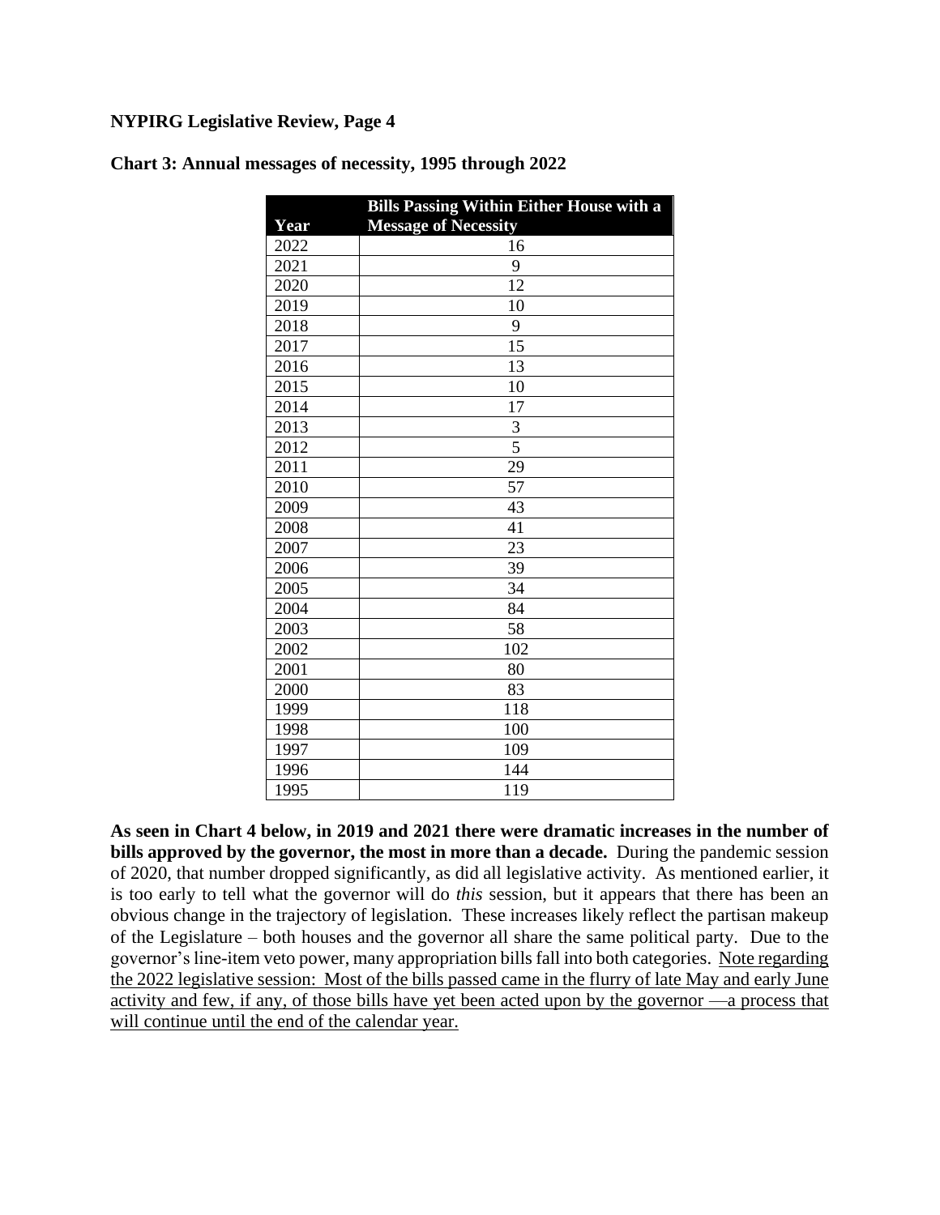**NYPIRG Legislative Review, Page 4**

**Chart 3: Annual messages of necessity, 1995 through 2022**

| Year | Bills Passing Within Either House with a Message of Necessity |
|---|---|
| 2022 | 16 |
| 2021 | 9 |
| 2020 | 12 |
| 2019 | 10 |
| 2018 | 9 |
| 2017 | 15 |
| 2016 | 13 |
| 2015 | 10 |
| 2014 | 17 |
| 2013 | 3 |
| 2012 | 5 |
| 2011 | 29 |
| 2010 | 57 |
| 2009 | 43 |
| 2008 | 41 |
| 2007 | 23 |
| 2006 | 39 |
| 2005 | 34 |
| 2004 | 84 |
| 2003 | 58 |
| 2002 | 102 |
| 2001 | 80 |
| 2000 | 83 |
| 1999 | 118 |
| 1998 | 100 |
| 1997 | 109 |
| 1996 | 144 |
| 1995 | 119 |

**As seen in Chart 4 below, in 2019 and 2021 there were dramatic increases in the number of bills approved by the governor, the most in more than a decade.** During the pandemic session of 2020, that number dropped significantly, as did all legislative activity. As mentioned earlier, it is too early to tell what the governor will do *this* session, but it appears that there has been an obvious change in the trajectory of legislation. These increases likely reflect the partisan makeup of the Legislature – both houses and the governor all share the same political party. Due to the governor's line-item veto power, many appropriation bills fall into both categories. Note regarding the 2022 legislative session: Most of the bills passed came in the flurry of late May and early June activity and few, if any, of those bills have yet been acted upon by the governor —a process that will continue until the end of the calendar year.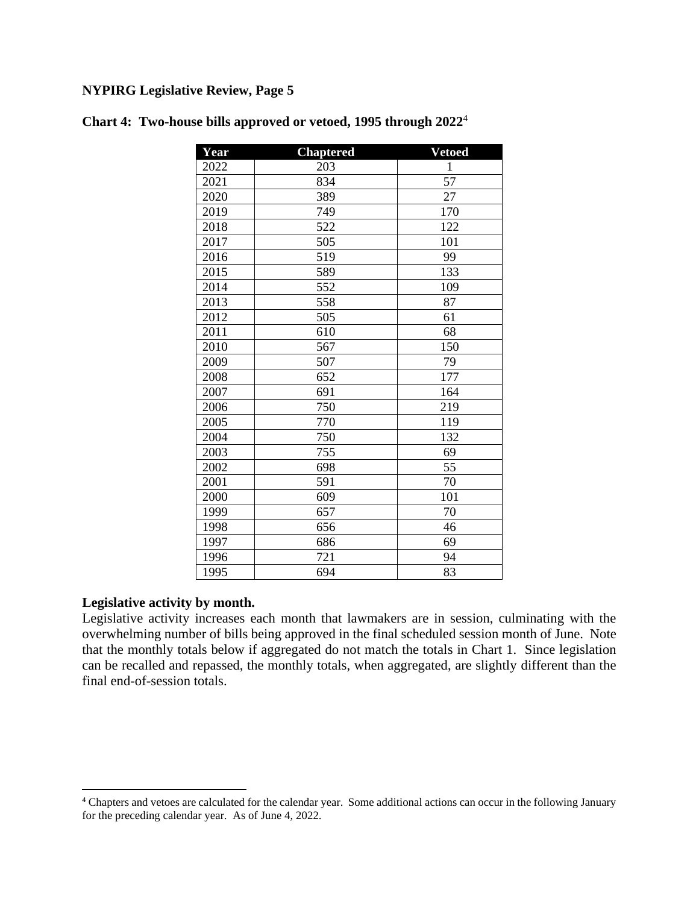**Chart 4: Two-house bills approved or vetoed, 1995 through 2022**[4]

| Year | Chaptered | Vetoed |
|---|---|---|
| 2022 | 203 | 1 |
| 2021 | 834 | 57 |
| 2020 | 389 | 27 |
| 2019 | 749 | 170 |
| 2018 | 522 | 122 |
| 2017 | 505 | 101 |
| 2016 | 519 | 99 |
| 2015 | 589 | 133 |
| 2014 | 552 | 109 |
| 2013 | 558 | 87 |
| 2012 | 505 | 61 |
| 2011 | 610 | 68 |
| 2010 | 567 | 150 |
| 2009 | 507 | 79 |
| 2008 | 652 | 177 |
| 2007 | 691 | 164 |
| 2006 | 750 | 219 |
| 2005 | 770 | 119 |
| 2004 | 750 | 132 |
| 2003 | 755 | 69 |
| 2002 | 698 | 55 |
| 2001 | 591 | 70 |
| 2000 | 609 | 101 |
| 1999 | 657 | 70 |
| 1998 | 656 | 46 |
| 1997 | 686 | 69 |
| 1996 | 721 | 94 |
| 1995 | 694 | 83 |

**Legislative activity by month.**

Legislative activity increases each month that lawmakers are in session, culminating with the overwhelming number of bills being approved in the final scheduled session month of June. Note that the monthly totals below if aggregated do not match the totals in Chart 1. Since legislation can be recalled and repassed, the monthly totals, when aggregated, are slightly different than the final end-of-session totals.

---

[4] Chapters and vetoes are calculated for the calendar year. Some additional actions can occur in the following January for the preceding calendar year. As of June 4, 2022.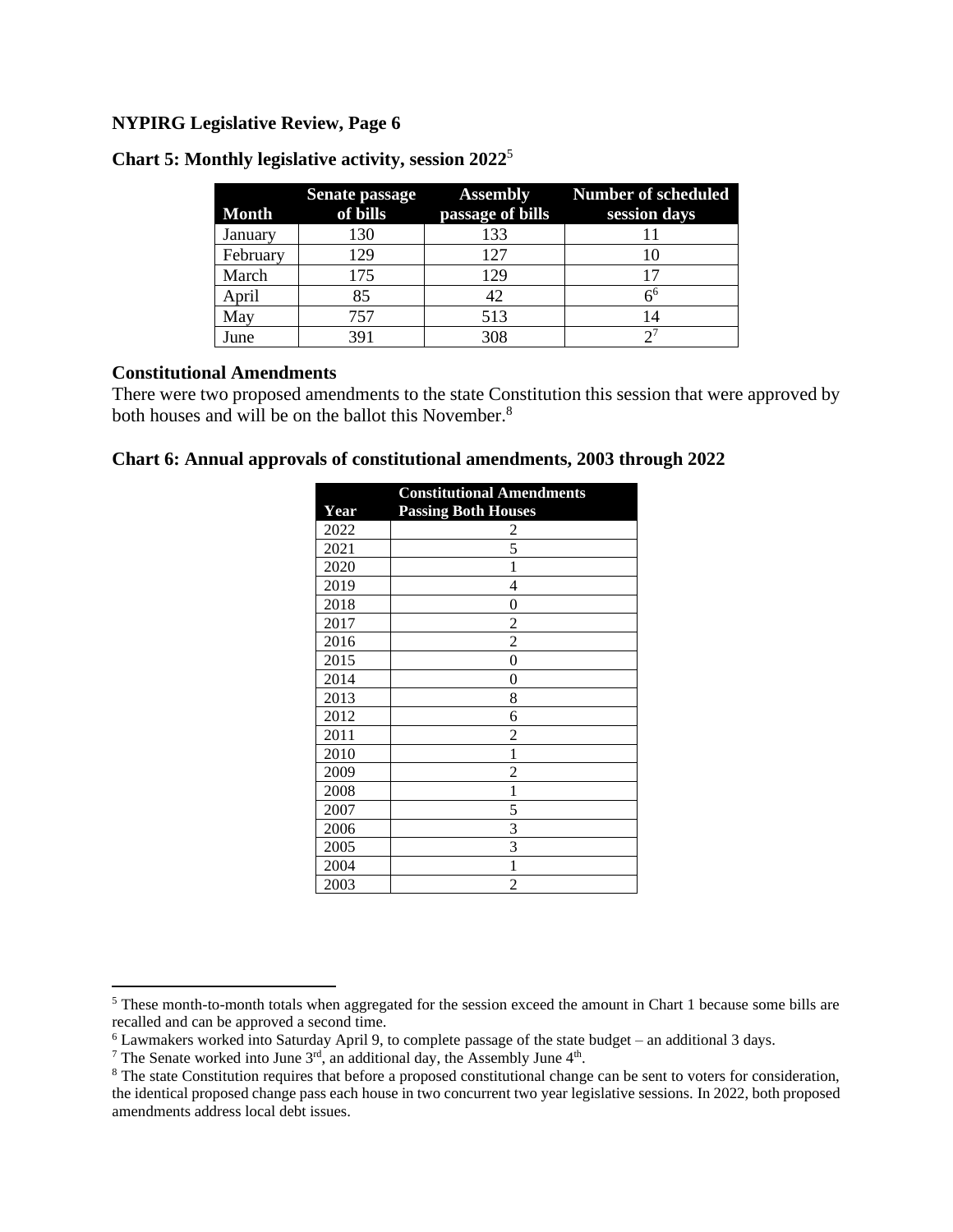**NYPIRG Legislative Review, Page 6**

**Chart 5: Monthly legislative activity, session 2022**[5]

| Month | Senate passage of bills | Assembly passage of bills | Number of scheduled session days |
|---|---|---|---|
| January | 130 | 133 | 11 |
| February | 129 | 127 | 10 |
| March | 175 | 129 | 17 |
| April | 85 | 42 | 6[6] |
| May | 757 | 513 | 14 |
| June | 391 | 308 | 2[7] |

**Constitutional Amendments**

There were two proposed amendments to the state Constitution this session that were approved by both houses and will be on the ballot this November.[8]

**Chart 6: Annual approvals of constitutional amendments, 2003 through 2022**

| Year | Constitutional Amendments Passing Both Houses |
|---|---|
| 2022 | 2 |
| 2021 | 5 |
| 2020 | 1 |
| 2019 | 4 |
| 2018 | 0 |
| 2017 | 2 |
| 2016 | 2 |
| 2015 | 0 |
| 2014 | 0 |
| 2013 | 8 |
| 2012 | 6 |
| 2011 | 2 |
| 2010 | 1 |
| 2009 | 2 |
| 2008 | 1 |
| 2007 | 5 |
| 2006 | 3 |
| 2005 | 3 |
| 2004 | 1 |
| 2003 | 2 |

---

[5] These month-to-month totals when aggregated for the session exceed the amount in Chart 1 because some bills are recalled and can be approved a second time.

[6] Lawmakers worked into Saturday April 9, to complete passage of the state budget – an additional 3 days.

[7] The Senate worked into June 3rd, an additional day, the Assembly June 4th.

[8] The state Constitution requires that before a proposed constitutional change can be sent to voters for consideration, the identical proposed change pass each house in two concurrent two year legislative sessions. In 2022, both proposed amendments address local debt issues.